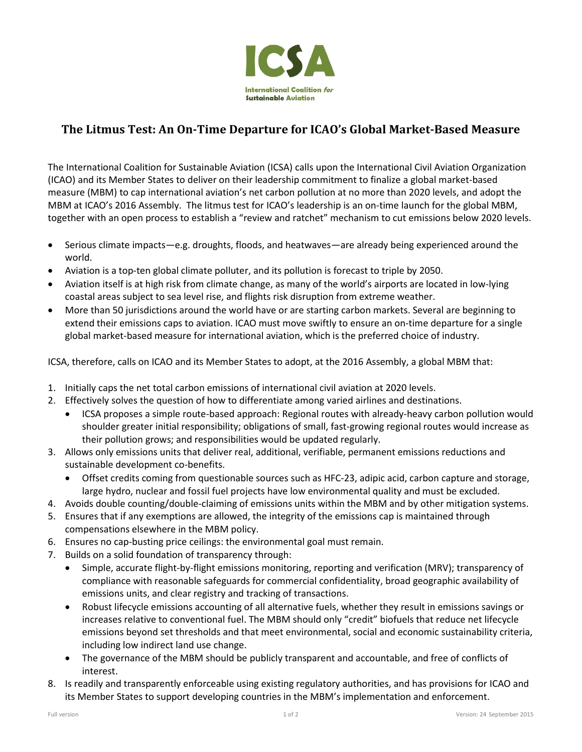ICSA

International Coalition *for* Sustainable Aviation

# The Litmus Test: An On-Time Departure for ICAO's Global Market-Based Measure

The International Coalition for Sustainable Aviation (ICSA) calls upon the International Civil Aviation Organization (ICAO) and its Member States to deliver on their leadership commitment to finalize a global market-based measure (MBM) to cap international aviation's net carbon pollution at no more than 2020 levels, and adopt the MBM at ICAO's 2016 Assembly. The litmus test for ICAO's leadership is an on-time launch for the global MBM, together with an open process to establish a "review and ratchet" mechanism to cut emissions below 2020 levels.

- Serious climate impacts—e.g. droughts, floods, and heatwaves—are already being experienced around the world.
- Aviation is a top-ten global climate polluter, and its pollution is forecast to triple by 2050.
- Aviation itself is at high risk from climate change, as many of the world's airports are located in low-lying coastal areas subject to sea level rise, and flights risk disruption from extreme weather.
- More than 50 jurisdictions around the world have or are starting carbon markets. Several are beginning to extend their emissions caps to aviation. ICAO must move swiftly to ensure an on-time departure for a single global market-based measure for international aviation, which is the preferred choice of industry.

ICSA, therefore, calls on ICAO and its Member States to adopt, at the 2016 Assembly, a global MBM that:

1. Initially caps the net total carbon emissions of international civil aviation at 2020 levels.
2. Effectively solves the question of how to differentiate among varied airlines and destinations.
   - ICSA proposes a simple route-based approach: Regional routes with already-heavy carbon pollution would shoulder greater initial responsibility; obligations of small, fast-growing regional routes would increase as their pollution grows; and responsibilities would be updated regularly.
3. Allows only emissions units that deliver real, additional, verifiable, permanent emissions reductions and sustainable development co-benefits.
   - Offset credits coming from questionable sources such as HFC-23, adipic acid, carbon capture and storage, large hydro, nuclear and fossil fuel projects have low environmental quality and must be excluded.
4. Avoids double counting/double-claiming of emissions units within the MBM and by other mitigation systems.
5. Ensures that if any exemptions are allowed, the integrity of the emissions cap is maintained through compensations elsewhere in the MBM policy.
6. Ensures no cap-busting price ceilings: the environmental goal must remain.
7. Builds on a solid foundation of transparency through:
   - Simple, accurate flight-by-flight emissions monitoring, reporting and verification (MRV); transparency of compliance with reasonable safeguards for commercial confidentiality, broad geographic availability of emissions units, and clear registry and tracking of transactions.
   - Robust lifecycle emissions accounting of all alternative fuels, whether they result in emissions savings or increases relative to conventional fuel. The MBM should only "credit" biofuels that reduce net lifecycle emissions beyond set thresholds and that meet environmental, social and economic sustainability criteria, including low indirect land use change.
   - The governance of the MBM should be publicly transparent and accountable, and free of conflicts of interest.
8. Is readily and transparently enforceable using existing regulatory authorities, and has provisions for ICAO and its Member States to support developing countries in the MBM's implementation and enforcement.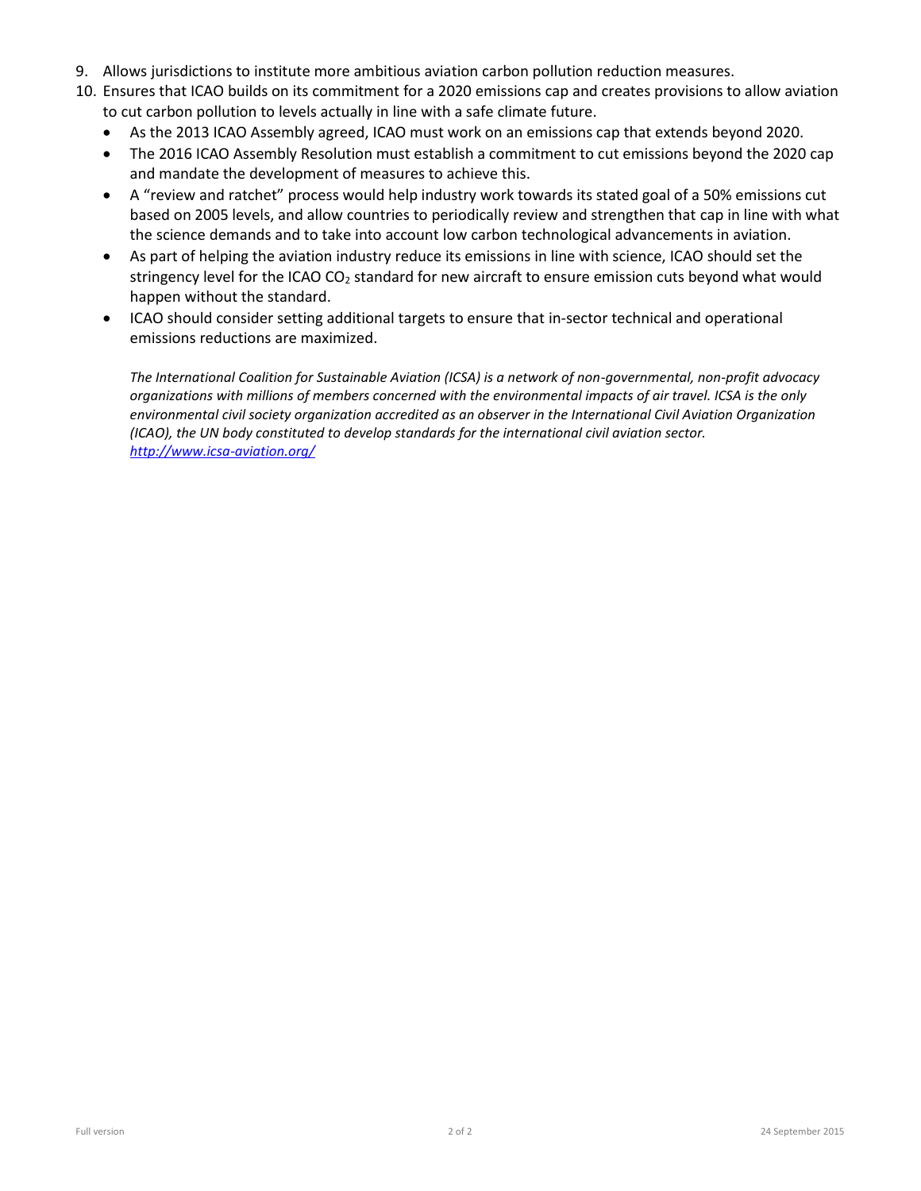9. Allows jurisdictions to institute more ambitious aviation carbon pollution reduction measures.
10. Ensures that ICAO builds on its commitment for a 2020 emissions cap and creates provisions to allow aviation to cut carbon pollution to levels actually in line with a safe climate future.
    - As the 2013 ICAO Assembly agreed, ICAO must work on an emissions cap that extends beyond 2020.
    - The 2016 ICAO Assembly Resolution must establish a commitment to cut emissions beyond the 2020 cap and mandate the development of measures to achieve this.
    - A "review and ratchet" process would help industry work towards its stated goal of a 50% emissions cut based on 2005 levels, and allow countries to periodically review and strengthen that cap in line with what the science demands and to take into account low carbon technological advancements in aviation.
    - As part of helping the aviation industry reduce its emissions in line with science, ICAO should set the stringency level for the ICAO $CO_2$ standard for new aircraft to ensure emission cuts beyond what would happen without the standard.
    - ICAO should consider setting additional targets to ensure that in-sector technical and operational emissions reductions are maximized.

*The International Coalition for Sustainable Aviation (ICSA) is a network of non-governmental, non-profit advocacy organizations with millions of members concerned with the environmental impacts of air travel. ICSA is the only environmental civil society organization accredited as an observer in the International Civil Aviation Organization (ICAO), the UN body constituted to develop standards for the international civil aviation sector.*
*http://www.icsa-aviation.org/*